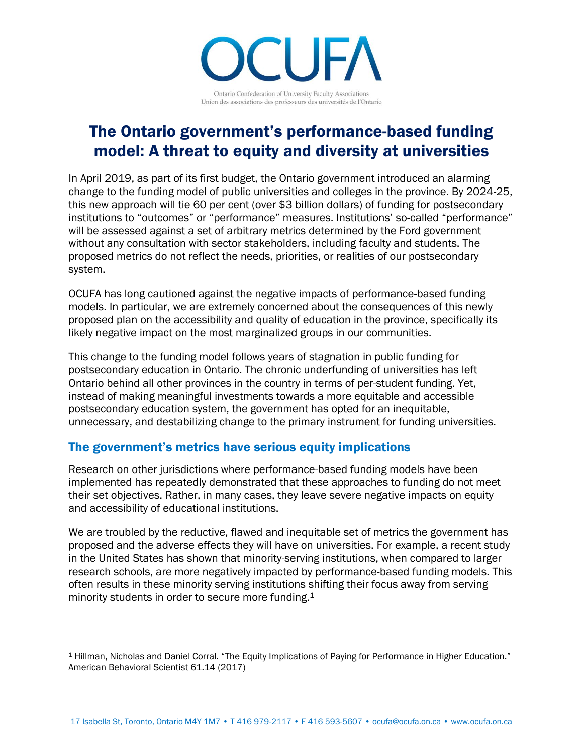OCUFA

Ontario Confederation of University Faculty Associations
Union des associations des professeurs des universités de l'Ontario

# The Ontario government's performance-based funding model: A threat to equity and diversity at universities

In April 2019, as part of its first budget, the Ontario government introduced an alarming change to the funding model of public universities and colleges in the province. By 2024-25, this new approach will tie 60 per cent (over $3 billion dollars) of funding for postsecondary institutions to "outcomes" or "performance" measures. Institutions' so-called "performance" will be assessed against a set of arbitrary metrics determined by the Ford government without any consultation with sector stakeholders, including faculty and students. The proposed metrics do not reflect the needs, priorities, or realities of our postsecondary system.

OCUFA has long cautioned against the negative impacts of performance-based funding models. In particular, we are extremely concerned about the consequences of this newly proposed plan on the accessibility and quality of education in the province, specifically its likely negative impact on the most marginalized groups in our communities.

This change to the funding model follows years of stagnation in public funding for postsecondary education in Ontario. The chronic underfunding of universities has left Ontario behind all other provinces in the country in terms of per-student funding. Yet, instead of making meaningful investments towards a more equitable and accessible postsecondary education system, the government has opted for an inequitable, unnecessary, and destabilizing change to the primary instrument for funding universities.

## The government's metrics have serious equity implications

Research on other jurisdictions where performance-based funding models have been implemented has repeatedly demonstrated that these approaches to funding do not meet their set objectives. Rather, in many cases, they leave severe negative impacts on equity and accessibility of educational institutions.

We are troubled by the reductive, flawed and inequitable set of metrics the government has proposed and the adverse effects they will have on universities. For example, a recent study in the United States has shown that minority-serving institutions, when compared to larger research schools, are more negatively impacted by performance-based funding models. This often results in these minority serving institutions shifting their focus away from serving minority students in order to secure more funding.[1]

[1] Hillman, Nicholas and Daniel Corral. "The Equity Implications of Paying for Performance in Higher Education." American Behavioral Scientist 61.14 (2017)

17 Isabella St, Toronto, Ontario M4Y 1M7 • T 416 979-2117 • F 416 593-5607 • ocufa@ocufa.on.ca • www.ocufa.on.ca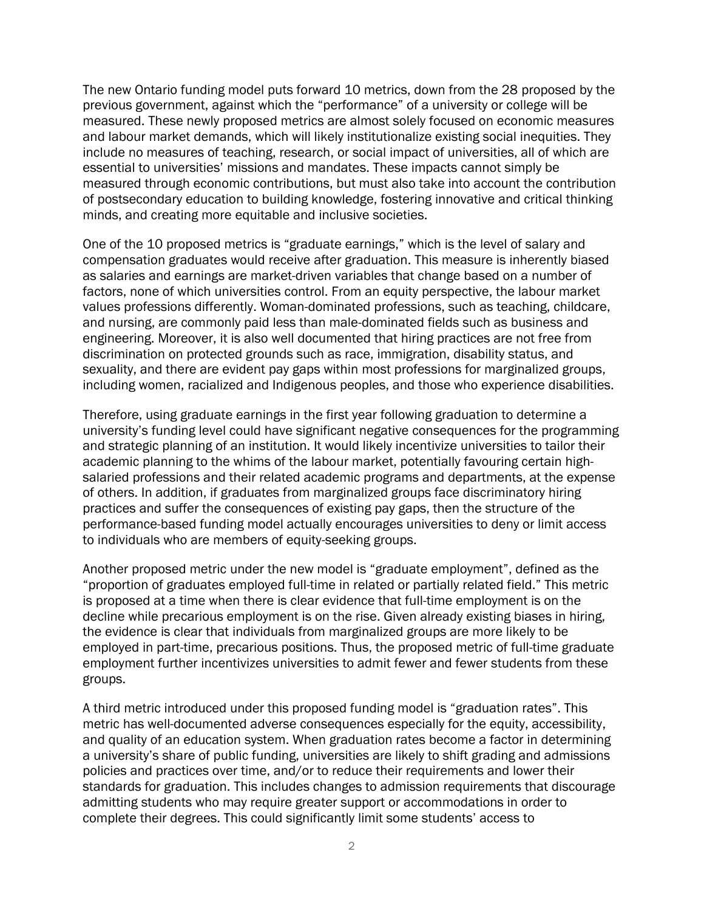The new Ontario funding model puts forward 10 metrics, down from the 28 proposed by the previous government, against which the “performance” of a university or college will be measured. These newly proposed metrics are almost solely focused on economic measures and labour market demands, which will likely institutionalize existing social inequities. They include no measures of teaching, research, or social impact of universities, all of which are essential to universities’ missions and mandates. These impacts cannot simply be measured through economic contributions, but must also take into account the contribution of postsecondary education to building knowledge, fostering innovative and critical thinking minds, and creating more equitable and inclusive societies.

One of the 10 proposed metrics is “graduate earnings,” which is the level of salary and compensation graduates would receive after graduation. This measure is inherently biased as salaries and earnings are market-driven variables that change based on a number of factors, none of which universities control. From an equity perspective, the labour market values professions differently. Woman-dominated professions, such as teaching, childcare, and nursing, are commonly paid less than male-dominated fields such as business and engineering. Moreover, it is also well documented that hiring practices are not free from discrimination on protected grounds such as race, immigration, disability status, and sexuality, and there are evident pay gaps within most professions for marginalized groups, including women, racialized and Indigenous peoples, and those who experience disabilities.

Therefore, using graduate earnings in the first year following graduation to determine a university’s funding level could have significant negative consequences for the programming and strategic planning of an institution. It would likely incentivize universities to tailor their academic planning to the whims of the labour market, potentially favouring certain high-salaried professions and their related academic programs and departments, at the expense of others. In addition, if graduates from marginalized groups face discriminatory hiring practices and suffer the consequences of existing pay gaps, then the structure of the performance-based funding model actually encourages universities to deny or limit access to individuals who are members of equity-seeking groups.

Another proposed metric under the new model is “graduate employment”, defined as the “proportion of graduates employed full-time in related or partially related field.” This metric is proposed at a time when there is clear evidence that full-time employment is on the decline while precarious employment is on the rise. Given already existing biases in hiring, the evidence is clear that individuals from marginalized groups are more likely to be employed in part-time, precarious positions. Thus, the proposed metric of full-time graduate employment further incentivizes universities to admit fewer and fewer students from these groups.

A third metric introduced under this proposed funding model is “graduation rates”. This metric has well-documented adverse consequences especially for the equity, accessibility, and quality of an education system. When graduation rates become a factor in determining a university’s share of public funding, universities are likely to shift grading and admissions policies and practices over time, and/or to reduce their requirements and lower their standards for graduation. This includes changes to admission requirements that discourage admitting students who may require greater support or accommodations in order to complete their degrees. This could significantly limit some students’ access to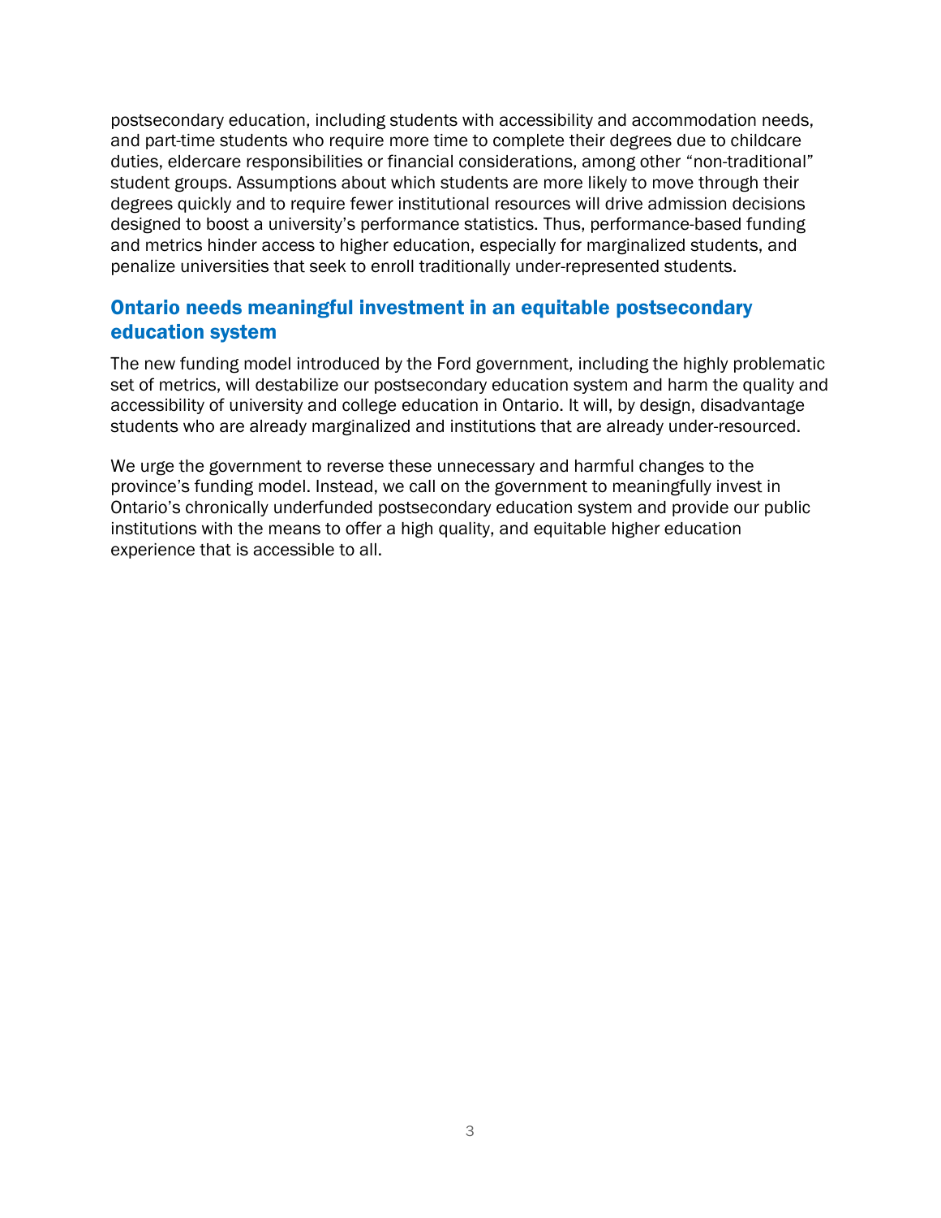postsecondary education, including students with accessibility and accommodation needs, and part-time students who require more time to complete their degrees due to childcare duties, eldercare responsibilities or financial considerations, among other “non-traditional” student groups. Assumptions about which students are more likely to move through their degrees quickly and to require fewer institutional resources will drive admission decisions designed to boost a university’s performance statistics. Thus, performance-based funding and metrics hinder access to higher education, especially for marginalized students, and penalize universities that seek to enroll traditionally under-represented students.

## Ontario needs meaningful investment in an equitable postsecondary education system

The new funding model introduced by the Ford government, including the highly problematic set of metrics, will destabilize our postsecondary education system and harm the quality and accessibility of university and college education in Ontario. It will, by design, disadvantage students who are already marginalized and institutions that are already under-resourced.

We urge the government to reverse these unnecessary and harmful changes to the province’s funding model. Instead, we call on the government to meaningfully invest in Ontario’s chronically underfunded postsecondary education system and provide our public institutions with the means to offer a high quality, and equitable higher education experience that is accessible to all.